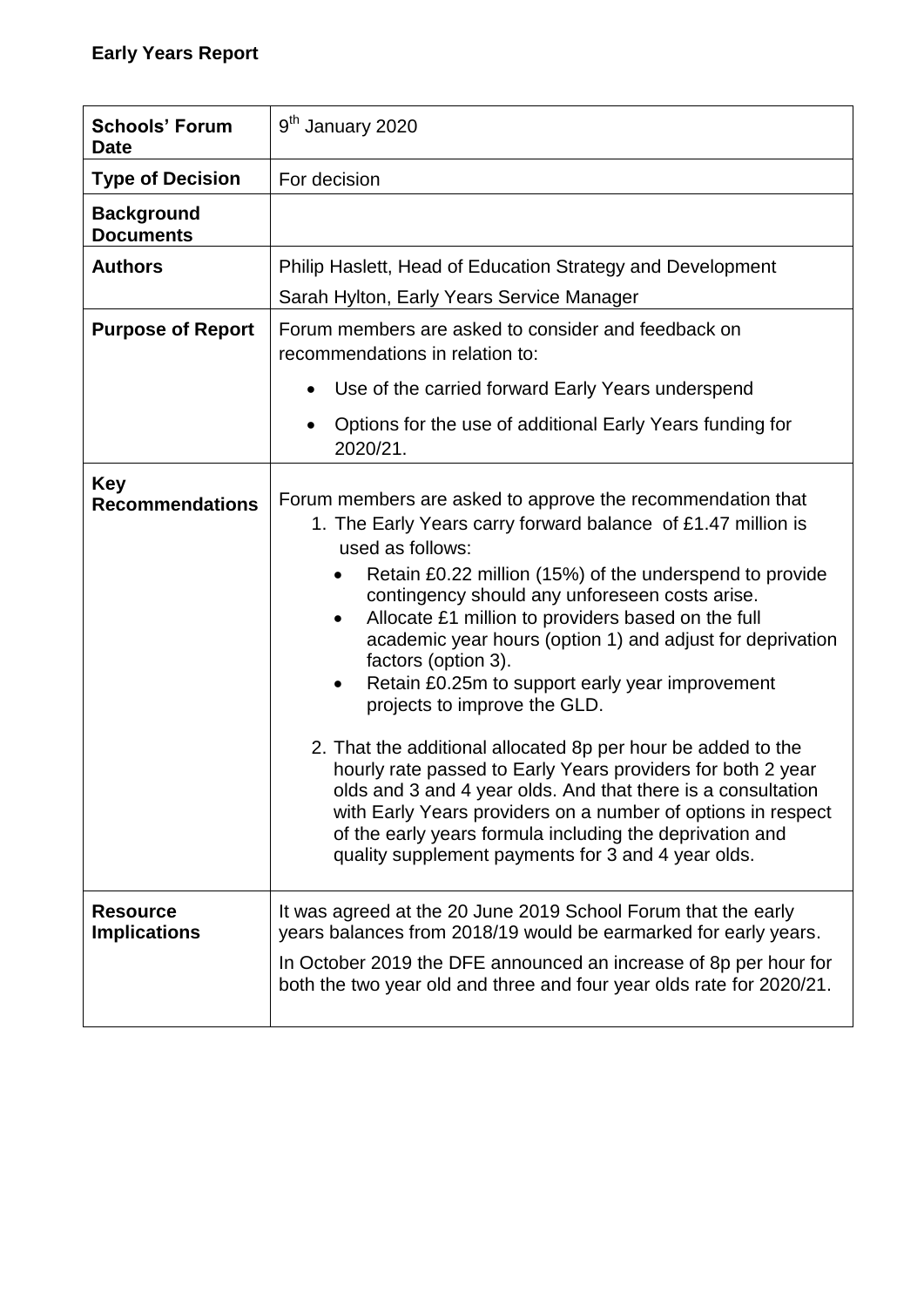## Early Years Report

| | |
|---|---|
| **Schools' Forum Date** | 9th January 2020 |
| **Type of Decision** | For decision |
| **Background Documents** | |
| **Authors** | Philip Haslett, Head of Education Strategy and Development<br>Sarah Hylton, Early Years Service Manager |
| **Purpose of Report** | Forum members are asked to consider and feedback on recommendations in relation to:<br>• Use of the carried forward Early Years underspend<br>• Options for the use of additional Early Years funding for 2020/21. |
| **Key Recommendations** | Forum members are asked to approve the recommendation that<br>1. The Early Years carry forward balance of £1.47 million is used as follows:<br>• Retain £0.22 million (15%) of the underspend to provide contingency should any unforeseen costs arise.<br>• Allocate £1 million to providers based on the full academic year hours (option 1) and adjust for deprivation factors (option 3).<br>• Retain £0.25m to support early year improvement projects to improve the GLD.<br>2. That the additional allocated 8p per hour be added to the hourly rate passed to Early Years providers for both 2 year olds and 3 and 4 year olds. And that there is a consultation with Early Years providers on a number of options in respect of the early years formula including the deprivation and quality supplement payments for 3 and 4 year olds. |
| **Resource Implications** | It was agreed at the 20 June 2019 School Forum that the early years balances from 2018/19 would be earmarked for early years.<br>In October 2019 the DFE announced an increase of 8p per hour for both the two year old and three and four year olds rate for 2020/21. |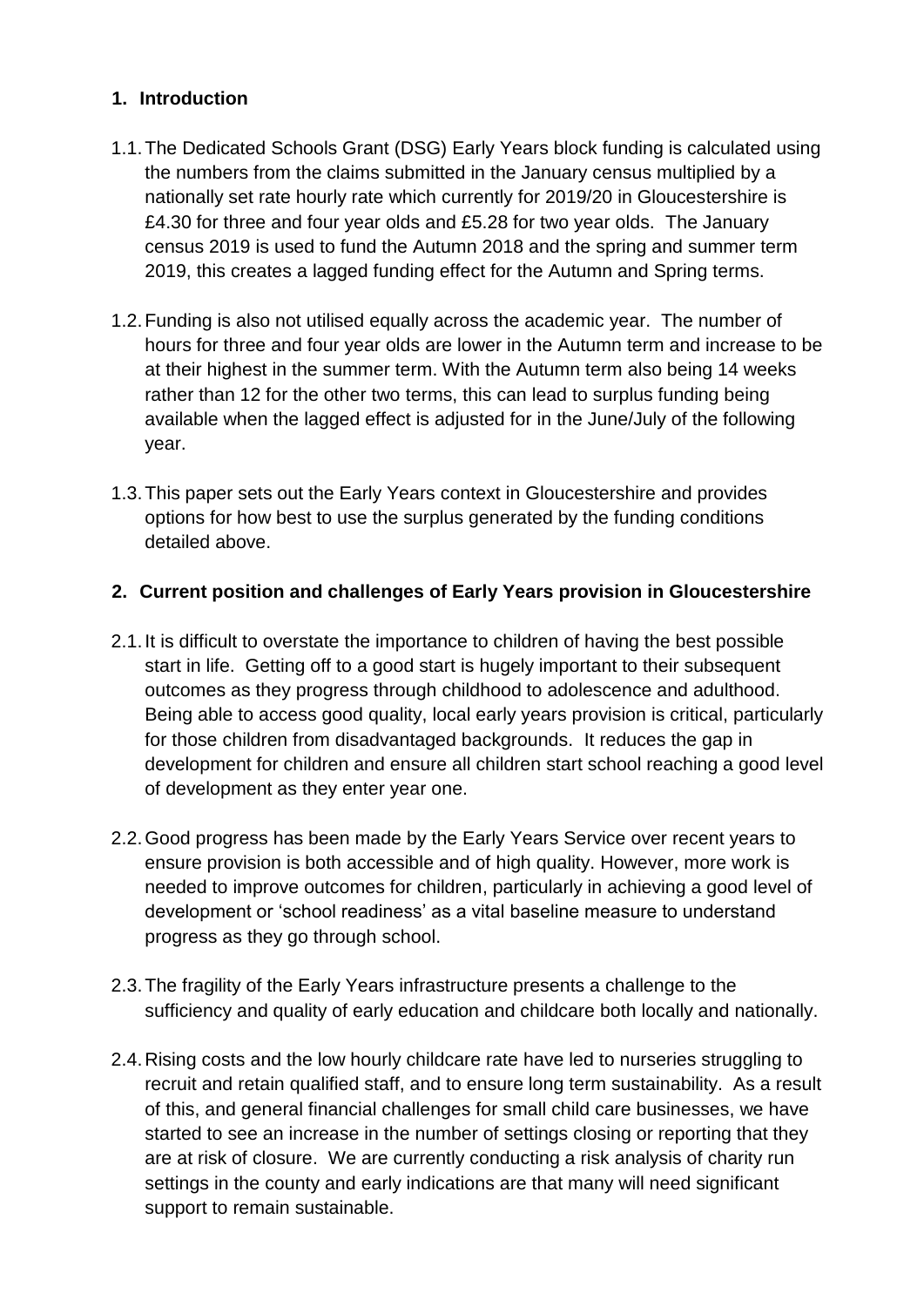## 1. Introduction

1.1. The Dedicated Schools Grant (DSG) Early Years block funding is calculated using the numbers from the claims submitted in the January census multiplied by a nationally set rate hourly rate which currently for 2019/20 in Gloucestershire is £4.30 for three and four year olds and £5.28 for two year olds. The January census 2019 is used to fund the Autumn 2018 and the spring and summer term 2019, this creates a lagged funding effect for the Autumn and Spring terms.

1.2. Funding is also not utilised equally across the academic year. The number of hours for three and four year olds are lower in the Autumn term and increase to be at their highest in the summer term. With the Autumn term also being 14 weeks rather than 12 for the other two terms, this can lead to surplus funding being available when the lagged effect is adjusted for in the June/July of the following year.

1.3. This paper sets out the Early Years context in Gloucestershire and provides options for how best to use the surplus generated by the funding conditions detailed above.

## 2. Current position and challenges of Early Years provision in Gloucestershire

2.1. It is difficult to overstate the importance to children of having the best possible start in life. Getting off to a good start is hugely important to their subsequent outcomes as they progress through childhood to adolescence and adulthood. Being able to access good quality, local early years provision is critical, particularly for those children from disadvantaged backgrounds. It reduces the gap in development for children and ensure all children start school reaching a good level of development as they enter year one.

2.2. Good progress has been made by the Early Years Service over recent years to ensure provision is both accessible and of high quality. However, more work is needed to improve outcomes for children, particularly in achieving a good level of development or 'school readiness' as a vital baseline measure to understand progress as they go through school.

2.3. The fragility of the Early Years infrastructure presents a challenge to the sufficiency and quality of early education and childcare both locally and nationally.

2.4. Rising costs and the low hourly childcare rate have led to nurseries struggling to recruit and retain qualified staff, and to ensure long term sustainability. As a result of this, and general financial challenges for small child care businesses, we have started to see an increase in the number of settings closing or reporting that they are at risk of closure. We are currently conducting a risk analysis of charity run settings in the county and early indications are that many will need significant support to remain sustainable.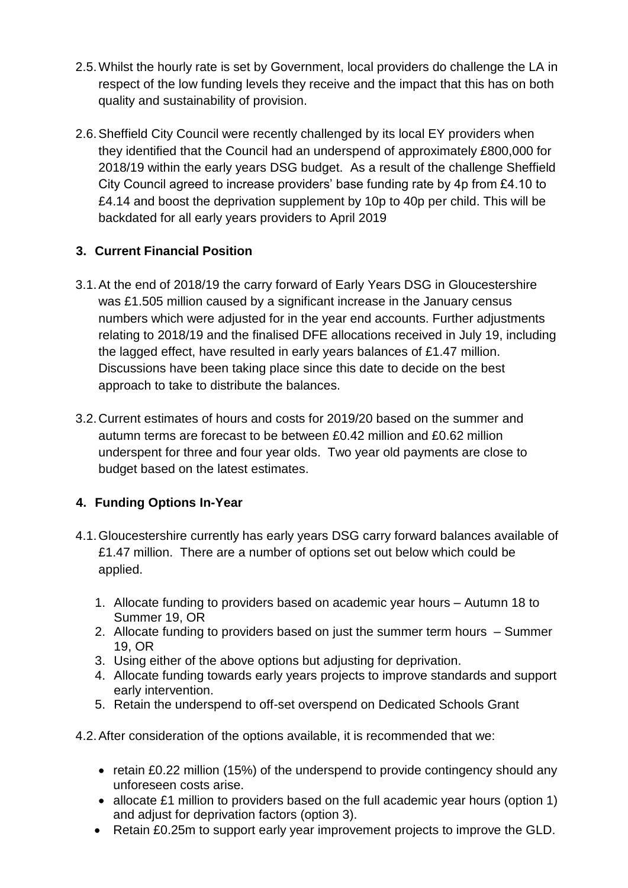2.5. Whilst the hourly rate is set by Government, local providers do challenge the LA in respect of the low funding levels they receive and the impact that this has on both quality and sustainability of provision.

2.6. Sheffield City Council were recently challenged by its local EY providers when they identified that the Council had an underspend of approximately £800,000 for 2018/19 within the early years DSG budget. As a result of the challenge Sheffield City Council agreed to increase providers' base funding rate by 4p from £4.10 to £4.14 and boost the deprivation supplement by 10p to 40p per child. This will be backdated for all early years providers to April 2019

## 3. Current Financial Position

3.1. At the end of 2018/19 the carry forward of Early Years DSG in Gloucestershire was £1.505 million caused by a significant increase in the January census numbers which were adjusted for in the year end accounts. Further adjustments relating to 2018/19 and the finalised DFE allocations received in July 19, including the lagged effect, have resulted in early years balances of £1.47 million. Discussions have been taking place since this date to decide on the best approach to take to distribute the balances.

3.2. Current estimates of hours and costs for 2019/20 based on the summer and autumn terms are forecast to be between £0.42 million and £0.62 million underspent for three and four year olds. Two year old payments are close to budget based on the latest estimates.

## 4. Funding Options In-Year

4.1. Gloucestershire currently has early years DSG carry forward balances available of £1.47 million. There are a number of options set out below which could be applied.

1. Allocate funding to providers based on academic year hours – Autumn 18 to Summer 19, OR
2. Allocate funding to providers based on just the summer term hours – Summer 19, OR
3. Using either of the above options but adjusting for deprivation.
4. Allocate funding towards early years projects to improve standards and support early intervention.
5. Retain the underspend to off-set overspend on Dedicated Schools Grant

4.2. After consideration of the options available, it is recommended that we:

- retain £0.22 million (15%) of the underspend to provide contingency should any unforeseen costs arise.
- allocate £1 million to providers based on the full academic year hours (option 1) and adjust for deprivation factors (option 3).
- Retain £0.25m to support early year improvement projects to improve the GLD.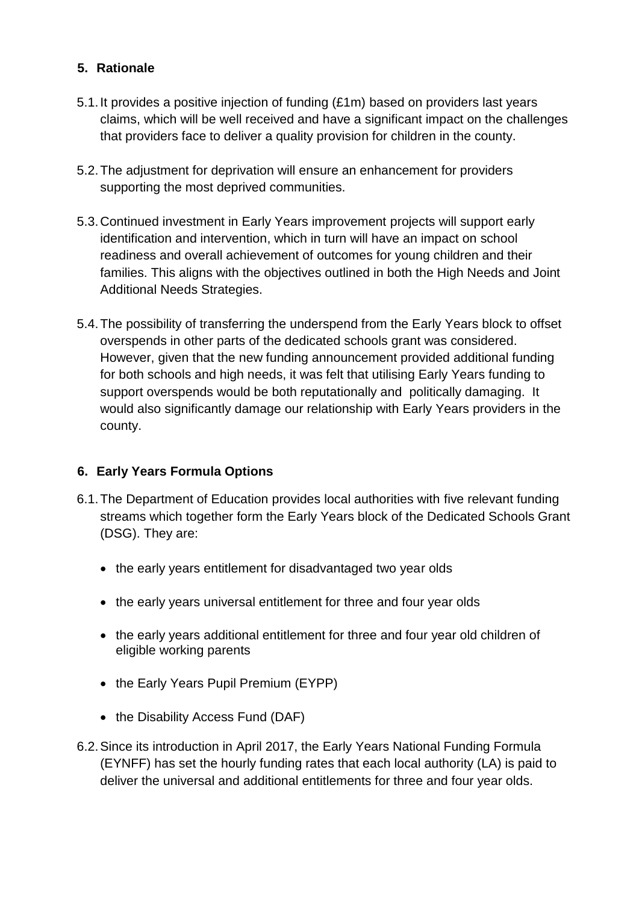## 5. Rationale

5.1. It provides a positive injection of funding (£1m) based on providers last years claims, which will be well received and have a significant impact on the challenges that providers face to deliver a quality provision for children in the county.

5.2. The adjustment for deprivation will ensure an enhancement for providers supporting the most deprived communities.

5.3. Continued investment in Early Years improvement projects will support early identification and intervention, which in turn will have an impact on school readiness and overall achievement of outcomes for young children and their families. This aligns with the objectives outlined in both the High Needs and Joint Additional Needs Strategies.

5.4. The possibility of transferring the underspend from the Early Years block to offset overspends in other parts of the dedicated schools grant was considered. However, given that the new funding announcement provided additional funding for both schools and high needs, it was felt that utilising Early Years funding to support overspends would be both reputationally and politically damaging. It would also significantly damage our relationship with Early Years providers in the county.

## 6. Early Years Formula Options

6.1. The Department of Education provides local authorities with five relevant funding streams which together form the Early Years block of the Dedicated Schools Grant (DSG). They are:

- the early years entitlement for disadvantaged two year olds
- the early years universal entitlement for three and four year olds
- the early years additional entitlement for three and four year old children of eligible working parents
- the Early Years Pupil Premium (EYPP)
- the Disability Access Fund (DAF)

6.2. Since its introduction in April 2017, the Early Years National Funding Formula (EYNFF) has set the hourly funding rates that each local authority (LA) is paid to deliver the universal and additional entitlements for three and four year olds.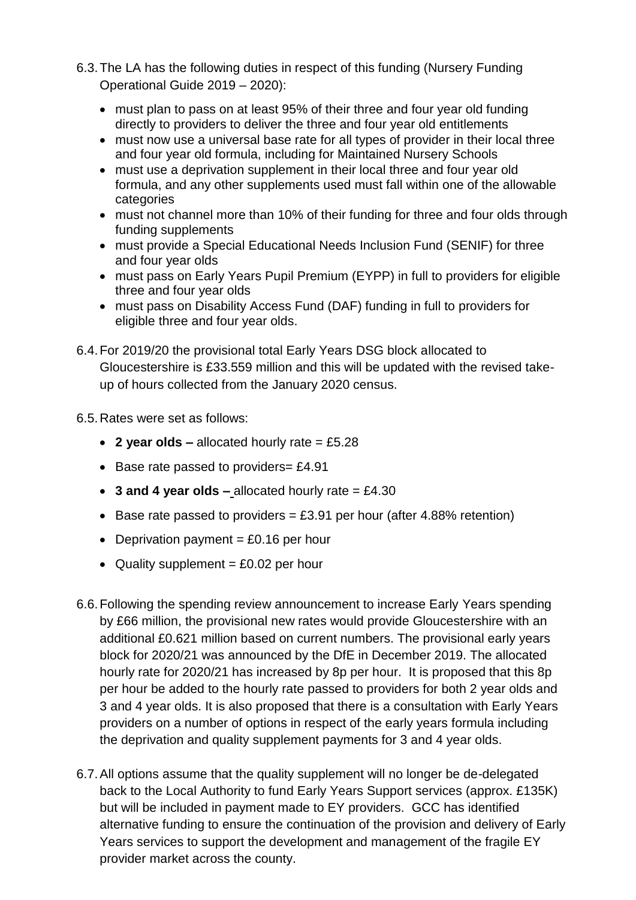6.3. The LA has the following duties in respect of this funding (Nursery Funding Operational Guide 2019 – 2020):

- must plan to pass on at least 95% of their three and four year old funding directly to providers to deliver the three and four year old entitlements
- must now use a universal base rate for all types of provider in their local three and four year old formula, including for Maintained Nursery Schools
- must use a deprivation supplement in their local three and four year old formula, and any other supplements used must fall within one of the allowable categories
- must not channel more than 10% of their funding for three and four olds through funding supplements
- must provide a Special Educational Needs Inclusion Fund (SENIF) for three and four year olds
- must pass on Early Years Pupil Premium (EYPP) in full to providers for eligible three and four year olds
- must pass on Disability Access Fund (DAF) funding in full to providers for eligible three and four year olds.

6.4. For 2019/20 the provisional total Early Years DSG block allocated to Gloucestershire is £33.559 million and this will be updated with the revised take-up of hours collected from the January 2020 census.

6.5. Rates were set as follows:

- **2 year olds –** allocated hourly rate = £5.28
- Base rate passed to providers= £4.91
- **3 and 4 year olds –** allocated hourly rate = £4.30
- Base rate passed to providers = £3.91 per hour (after 4.88% retention)
- Deprivation payment = £0.16 per hour
- Quality supplement = £0.02 per hour

6.6. Following the spending review announcement to increase Early Years spending by £66 million, the provisional new rates would provide Gloucestershire with an additional £0.621 million based on current numbers. The provisional early years block for 2020/21 was announced by the DfE in December 2019. The allocated hourly rate for 2020/21 has increased by 8p per hour. It is proposed that this 8p per hour be added to the hourly rate passed to providers for both 2 year olds and 3 and 4 year olds. It is also proposed that there is a consultation with Early Years providers on a number of options in respect of the early years formula including the deprivation and quality supplement payments for 3 and 4 year olds.

6.7. All options assume that the quality supplement will no longer be de-delegated back to the Local Authority to fund Early Years Support services (approx. £135K) but will be included in payment made to EY providers. GCC has identified alternative funding to ensure the continuation of the provision and delivery of Early Years services to support the development and management of the fragile EY provider market across the county.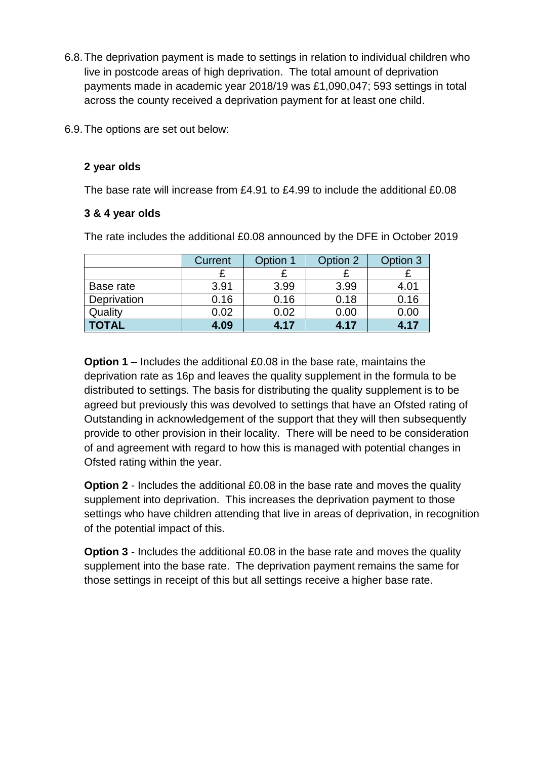6.8. The deprivation payment is made to settings in relation to individual children who live in postcode areas of high deprivation. The total amount of deprivation payments made in academic year 2018/19 was £1,090,047; 593 settings in total across the county received a deprivation payment for at least one child.

6.9. The options are set out below:

**2 year olds**

The base rate will increase from £4.91 to £4.99 to include the additional £0.08

**3 & 4 year olds**

The rate includes the additional £0.08 announced by the DFE in October 2019

| | Current | Option 1 | Option 2 | Option 3 |
|---|---|---|---|---|
| | £ | £ | £ | £ |
| Base rate | 3.91 | 3.99 | 3.99 | 4.01 |
| Deprivation | 0.16 | 0.16 | 0.18 | 0.16 |
| Quality | 0.02 | 0.02 | 0.00 | 0.00 |
| **TOTAL** | **4.09** | **4.17** | **4.17** | **4.17** |

**Option 1** – Includes the additional £0.08 in the base rate, maintains the deprivation rate as 16p and leaves the quality supplement in the formula to be distributed to settings. The basis for distributing the quality supplement is to be agreed but previously this was devolved to settings that have an Ofsted rating of Outstanding in acknowledgement of the support that they will then subsequently provide to other provision in their locality. There will be need to be consideration of and agreement with regard to how this is managed with potential changes in Ofsted rating within the year.

**Option 2** - Includes the additional £0.08 in the base rate and moves the quality supplement into deprivation. This increases the deprivation payment to those settings who have children attending that live in areas of deprivation, in recognition of the potential impact of this.

**Option 3** - Includes the additional £0.08 in the base rate and moves the quality supplement into the base rate. The deprivation payment remains the same for those settings in receipt of this but all settings receive a higher base rate.